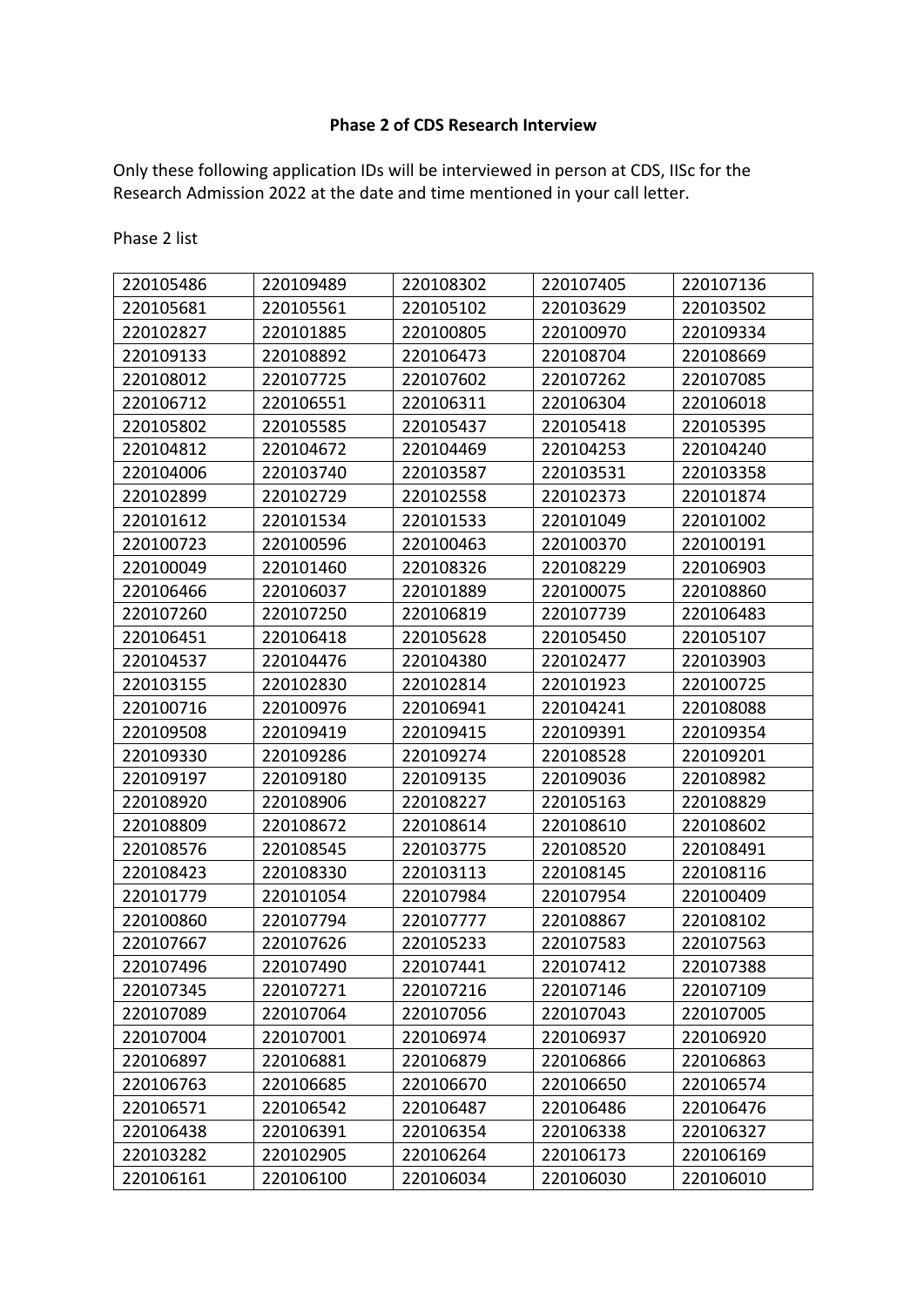**Phase 2 of CDS Research Interview**

Only these following application IDs will be interviewed in person at CDS, IISc for the Research Admission 2022 at the date and time mentioned in your call letter.

Phase 2 list

| | | | | |
|---|---|---|---|---|
| 220105486 | 220109489 | 220108302 | 220107405 | 220107136 |
| 220105681 | 220105561 | 220105102 | 220103629 | 220103502 |
| 220102827 | 220101885 | 220100805 | 220100970 | 220109334 |
| 220109133 | 220108892 | 220106473 | 220108704 | 220108669 |
| 220108012 | 220107725 | 220107602 | 220107262 | 220107085 |
| 220106712 | 220106551 | 220106311 | 220106304 | 220106018 |
| 220105802 | 220105585 | 220105437 | 220105418 | 220105395 |
| 220104812 | 220104672 | 220104469 | 220104253 | 220104240 |
| 220104006 | 220103740 | 220103587 | 220103531 | 220103358 |
| 220102899 | 220102729 | 220102558 | 220102373 | 220101874 |
| 220101612 | 220101534 | 220101533 | 220101049 | 220101002 |
| 220100723 | 220100596 | 220100463 | 220100370 | 220100191 |
| 220100049 | 220101460 | 220108326 | 220108229 | 220106903 |
| 220106466 | 220106037 | 220101889 | 220100075 | 220108860 |
| 220107260 | 220107250 | 220106819 | 220107739 | 220106483 |
| 220106451 | 220106418 | 220105628 | 220105450 | 220105107 |
| 220104537 | 220104476 | 220104380 | 220102477 | 220103903 |
| 220103155 | 220102830 | 220102814 | 220101923 | 220100725 |
| 220100716 | 220100976 | 220106941 | 220104241 | 220108088 |
| 220109508 | 220109419 | 220109415 | 220109391 | 220109354 |
| 220109330 | 220109286 | 220109274 | 220108528 | 220109201 |
| 220109197 | 220109180 | 220109135 | 220109036 | 220108982 |
| 220108920 | 220108906 | 220108227 | 220105163 | 220108829 |
| 220108809 | 220108672 | 220108614 | 220108610 | 220108602 |
| 220108576 | 220108545 | 220103775 | 220108520 | 220108491 |
| 220108423 | 220108330 | 220103113 | 220108145 | 220108116 |
| 220101779 | 220101054 | 220107984 | 220107954 | 220100409 |
| 220100860 | 220107794 | 220107777 | 220108867 | 220108102 |
| 220107667 | 220107626 | 220105233 | 220107583 | 220107563 |
| 220107496 | 220107490 | 220107441 | 220107412 | 220107388 |
| 220107345 | 220107271 | 220107216 | 220107146 | 220107109 |
| 220107089 | 220107064 | 220107056 | 220107043 | 220107005 |
| 220107004 | 220107001 | 220106974 | 220106937 | 220106920 |
| 220106897 | 220106881 | 220106879 | 220106866 | 220106863 |
| 220106763 | 220106685 | 220106670 | 220106650 | 220106574 |
| 220106571 | 220106542 | 220106487 | 220106486 | 220106476 |
| 220106438 | 220106391 | 220106354 | 220106338 | 220106327 |
| 220103282 | 220102905 | 220106264 | 220106173 | 220106169 |
| 220106161 | 220106100 | 220106034 | 220106030 | 220106010 |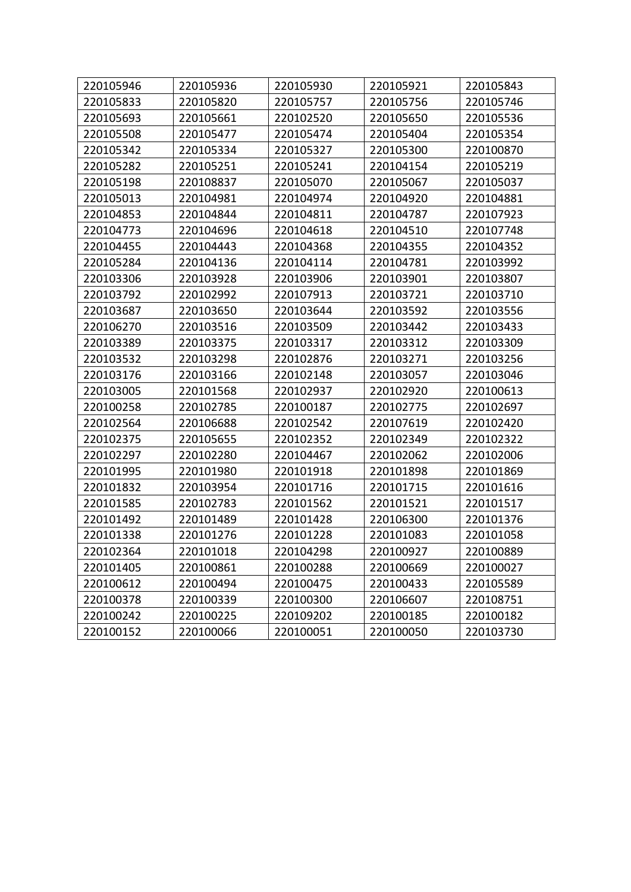| | | | | |
|---|---|---|---|---|
| 220105946 | 220105936 | 220105930 | 220105921 | 220105843 |
| 220105833 | 220105820 | 220105757 | 220105756 | 220105746 |
| 220105693 | 220105661 | 220102520 | 220105650 | 220105536 |
| 220105508 | 220105477 | 220105474 | 220105404 | 220105354 |
| 220105342 | 220105334 | 220105327 | 220105300 | 220100870 |
| 220105282 | 220105251 | 220105241 | 220104154 | 220105219 |
| 220105198 | 220108837 | 220105070 | 220105067 | 220105037 |
| 220105013 | 220104981 | 220104974 | 220104920 | 220104881 |
| 220104853 | 220104844 | 220104811 | 220104787 | 220107923 |
| 220104773 | 220104696 | 220104618 | 220104510 | 220107748 |
| 220104455 | 220104443 | 220104368 | 220104355 | 220104352 |
| 220105284 | 220104136 | 220104114 | 220104781 | 220103992 |
| 220103306 | 220103928 | 220103906 | 220103901 | 220103807 |
| 220103792 | 220102992 | 220107913 | 220103721 | 220103710 |
| 220103687 | 220103650 | 220103644 | 220103592 | 220103556 |
| 220106270 | 220103516 | 220103509 | 220103442 | 220103433 |
| 220103389 | 220103375 | 220103317 | 220103312 | 220103309 |
| 220103532 | 220103298 | 220102876 | 220103271 | 220103256 |
| 220103176 | 220103166 | 220102148 | 220103057 | 220103046 |
| 220103005 | 220101568 | 220102937 | 220102920 | 220100613 |
| 220100258 | 220102785 | 220100187 | 220102775 | 220102697 |
| 220102564 | 220106688 | 220102542 | 220107619 | 220102420 |
| 220102375 | 220105655 | 220102352 | 220102349 | 220102322 |
| 220102297 | 220102280 | 220104467 | 220102062 | 220102006 |
| 220101995 | 220101980 | 220101918 | 220101898 | 220101869 |
| 220101832 | 220103954 | 220101716 | 220101715 | 220101616 |
| 220101585 | 220102783 | 220101562 | 220101521 | 220101517 |
| 220101492 | 220101489 | 220101428 | 220106300 | 220101376 |
| 220101338 | 220101276 | 220101228 | 220101083 | 220101058 |
| 220102364 | 220101018 | 220104298 | 220100927 | 220100889 |
| 220101405 | 220100861 | 220100288 | 220100669 | 220100027 |
| 220100612 | 220100494 | 220100475 | 220100433 | 220105589 |
| 220100378 | 220100339 | 220100300 | 220106607 | 220108751 |
| 220100242 | 220100225 | 220109202 | 220100185 | 220100182 |
| 220100152 | 220100066 | 220100051 | 220100050 | 220103730 |